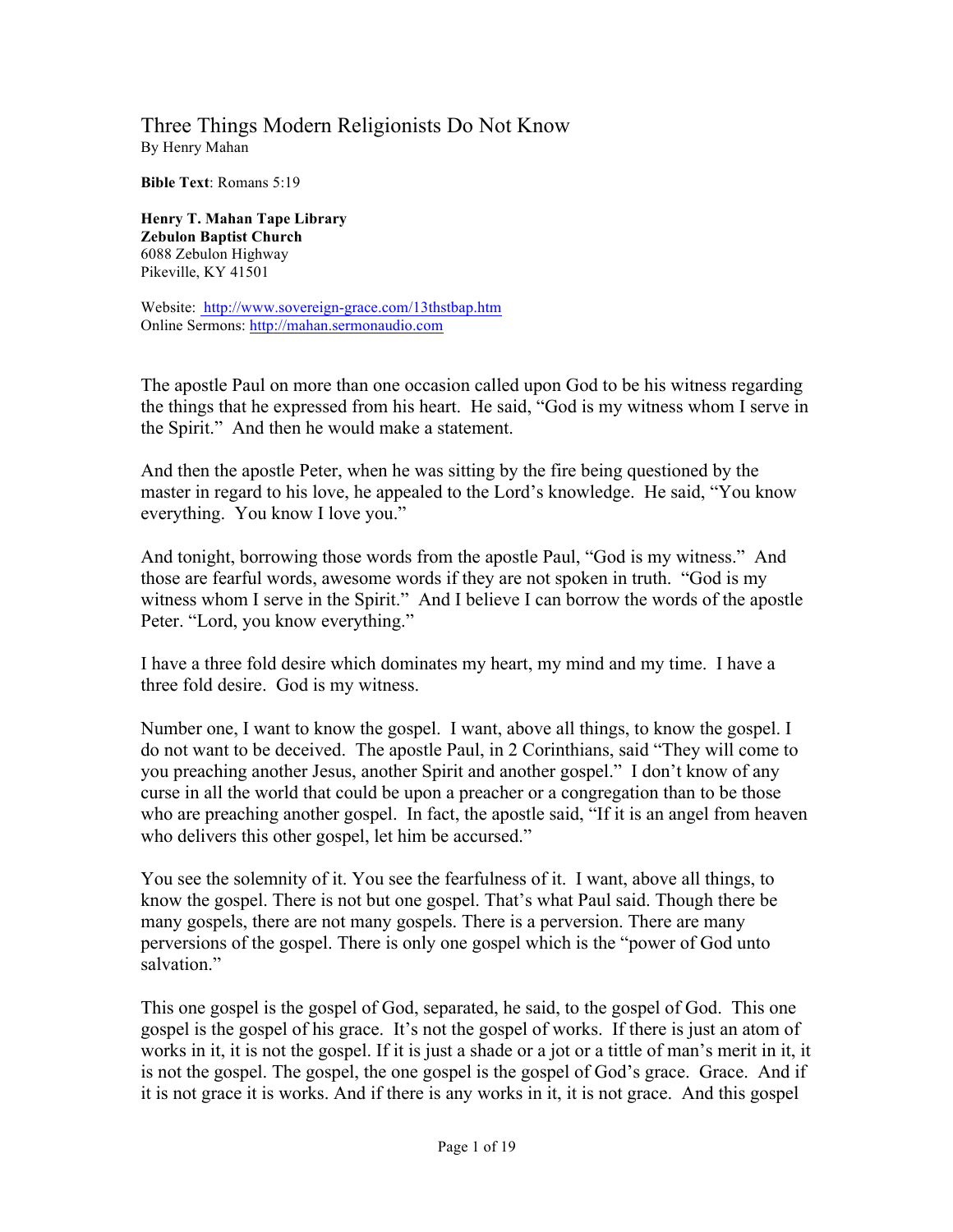# Three Things Modern Religionists Do Not Know

By Henry Mahan

**Bible Text**: Romans 5:19

**Henry T. Mahan Tape Library**
**Zebulon Baptist Church**
6088 Zebulon Highway
Pikeville, KY 41501

Website: http://www.sovereign-grace.com/13thstbap.htm
Online Sermons: http://mahan.sermonaudio.com

The apostle Paul on more than one occasion called upon God to be his witness regarding the things that he expressed from his heart. He said, "God is my witness whom I serve in the Spirit." And then he would make a statement.

And then the apostle Peter, when he was sitting by the fire being questioned by the master in regard to his love, he appealed to the Lord's knowledge. He said, "You know everything. You know I love you."

And tonight, borrowing those words from the apostle Paul, "God is my witness." And those are fearful words, awesome words if they are not spoken in truth. "God is my witness whom I serve in the Spirit." And I believe I can borrow the words of the apostle Peter. "Lord, you know everything."

I have a three fold desire which dominates my heart, my mind and my time. I have a three fold desire. God is my witness.

Number one, I want to know the gospel. I want, above all things, to know the gospel. I do not want to be deceived. The apostle Paul, in 2 Corinthians, said "They will come to you preaching another Jesus, another Spirit and another gospel." I don't know of any curse in all the world that could be upon a preacher or a congregation than to be those who are preaching another gospel. In fact, the apostle said, "If it is an angel from heaven who delivers this other gospel, let him be accursed."

You see the solemnity of it. You see the fearfulness of it. I want, above all things, to know the gospel. There is not but one gospel. That's what Paul said. Though there be many gospels, there are not many gospels. There is a perversion. There are many perversions of the gospel. There is only one gospel which is the "power of God unto salvation."

This one gospel is the gospel of God, separated, he said, to the gospel of God. This one gospel is the gospel of his grace. It's not the gospel of works. If there is just an atom of works in it, it is not the gospel. If it is just a shade or a jot or a tittle of man's merit in it, it is not the gospel. The gospel, the one gospel is the gospel of God's grace. Grace. And if it is not grace it is works. And if there is any works in it, it is not grace. And this gospel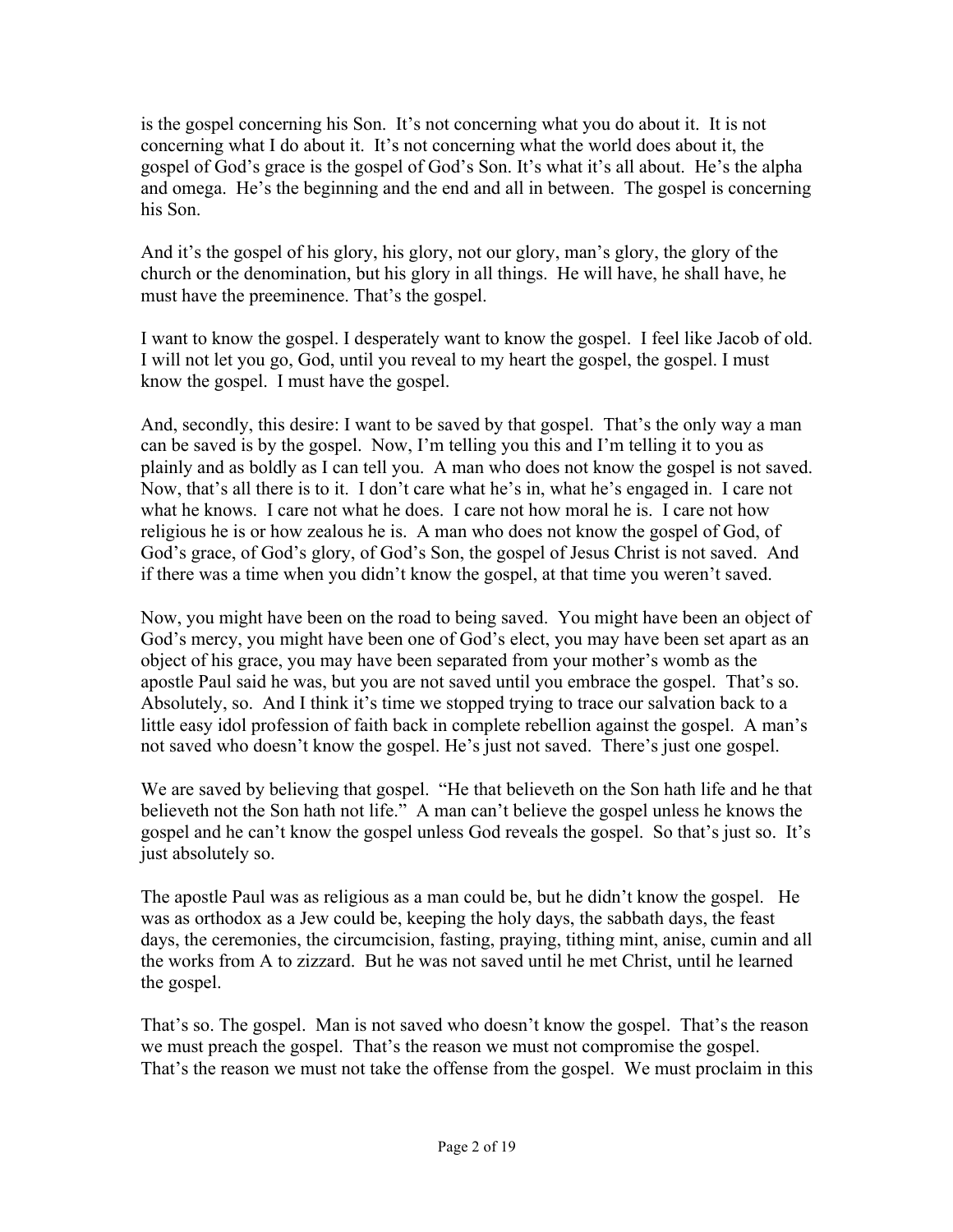is the gospel concerning his Son. It's not concerning what you do about it. It is not concerning what I do about it. It's not concerning what the world does about it, the gospel of God's grace is the gospel of God's Son. It's what it's all about. He's the alpha and omega. He's the beginning and the end and all in between. The gospel is concerning his Son.

And it's the gospel of his glory, his glory, not our glory, man's glory, the glory of the church or the denomination, but his glory in all things. He will have, he shall have, he must have the preeminence. That's the gospel.

I want to know the gospel. I desperately want to know the gospel. I feel like Jacob of old. I will not let you go, God, until you reveal to my heart the gospel, the gospel. I must know the gospel. I must have the gospel.

And, secondly, this desire: I want to be saved by that gospel. That's the only way a man can be saved is by the gospel. Now, I'm telling you this and I'm telling it to you as plainly and as boldly as I can tell you. A man who does not know the gospel is not saved. Now, that's all there is to it. I don't care what he's in, what he's engaged in. I care not what he knows. I care not what he does. I care not how moral he is. I care not how religious he is or how zealous he is. A man who does not know the gospel of God, of God's grace, of God's glory, of God's Son, the gospel of Jesus Christ is not saved. And if there was a time when you didn't know the gospel, at that time you weren't saved.

Now, you might have been on the road to being saved. You might have been an object of God's mercy, you might have been one of God's elect, you may have been set apart as an object of his grace, you may have been separated from your mother's womb as the apostle Paul said he was, but you are not saved until you embrace the gospel. That's so. Absolutely, so. And I think it's time we stopped trying to trace our salvation back to a little easy idol profession of faith back in complete rebellion against the gospel. A man's not saved who doesn't know the gospel. He's just not saved. There's just one gospel.

We are saved by believing that gospel. "He that believeth on the Son hath life and he that believeth not the Son hath not life." A man can't believe the gospel unless he knows the gospel and he can't know the gospel unless God reveals the gospel. So that's just so. It's just absolutely so.

The apostle Paul was as religious as a man could be, but he didn't know the gospel. He was as orthodox as a Jew could be, keeping the holy days, the sabbath days, the feast days, the ceremonies, the circumcision, fasting, praying, tithing mint, anise, cumin and all the works from A to zizzard. But he was not saved until he met Christ, until he learned the gospel.

That's so. The gospel. Man is not saved who doesn't know the gospel. That's the reason we must preach the gospel. That's the reason we must not compromise the gospel. That's the reason we must not take the offense from the gospel. We must proclaim in this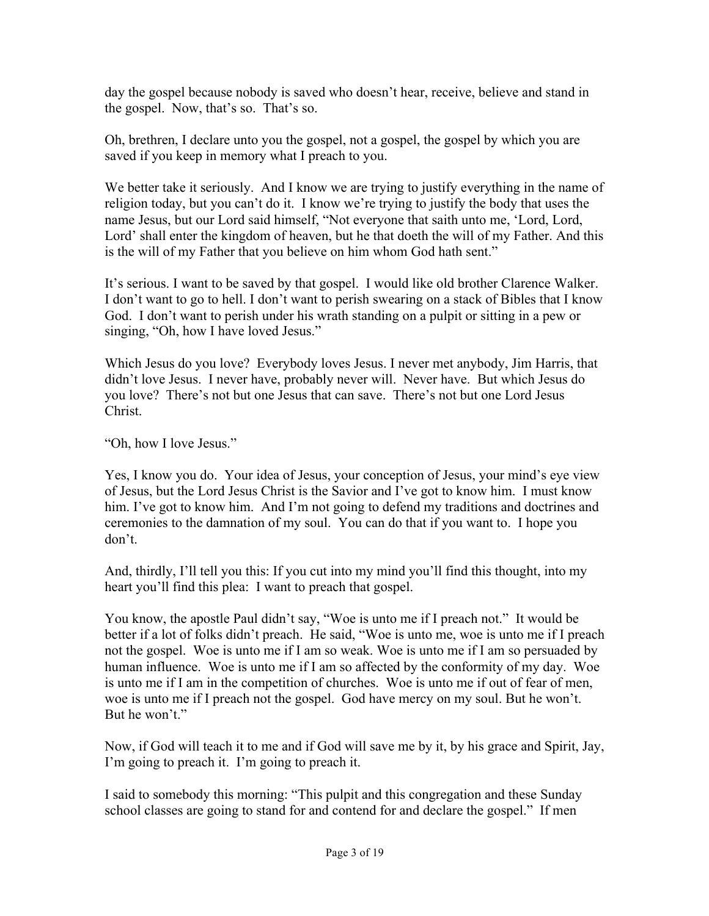day the gospel because nobody is saved who doesn't hear, receive, believe and stand in the gospel. Now, that's so. That's so.

Oh, brethren, I declare unto you the gospel, not a gospel, the gospel by which you are saved if you keep in memory what I preach to you.

We better take it seriously. And I know we are trying to justify everything in the name of religion today, but you can't do it. I know we're trying to justify the body that uses the name Jesus, but our Lord said himself, "Not everyone that saith unto me, 'Lord, Lord, Lord' shall enter the kingdom of heaven, but he that doeth the will of my Father. And this is the will of my Father that you believe on him whom God hath sent."

It's serious. I want to be saved by that gospel. I would like old brother Clarence Walker. I don't want to go to hell. I don't want to perish swearing on a stack of Bibles that I know God. I don't want to perish under his wrath standing on a pulpit or sitting in a pew or singing, "Oh, how I have loved Jesus."

Which Jesus do you love? Everybody loves Jesus. I never met anybody, Jim Harris, that didn't love Jesus. I never have, probably never will. Never have. But which Jesus do you love? There's not but one Jesus that can save. There's not but one Lord Jesus Christ.

"Oh, how I love Jesus."

Yes, I know you do. Your idea of Jesus, your conception of Jesus, your mind's eye view of Jesus, but the Lord Jesus Christ is the Savior and I've got to know him. I must know him. I've got to know him. And I'm not going to defend my traditions and doctrines and ceremonies to the damnation of my soul. You can do that if you want to. I hope you don't.

And, thirdly, I'll tell you this: If you cut into my mind you'll find this thought, into my heart you'll find this plea: I want to preach that gospel.

You know, the apostle Paul didn't say, "Woe is unto me if I preach not." It would be better if a lot of folks didn't preach. He said, "Woe is unto me, woe is unto me if I preach not the gospel. Woe is unto me if I am so weak. Woe is unto me if I am so persuaded by human influence. Woe is unto me if I am so affected by the conformity of my day. Woe is unto me if I am in the competition of churches. Woe is unto me if out of fear of men, woe is unto me if I preach not the gospel. God have mercy on my soul. But he won't. But he won't."

Now, if God will teach it to me and if God will save me by it, by his grace and Spirit, Jay, I'm going to preach it. I'm going to preach it.

I said to somebody this morning: "This pulpit and this congregation and these Sunday school classes are going to stand for and contend for and declare the gospel." If men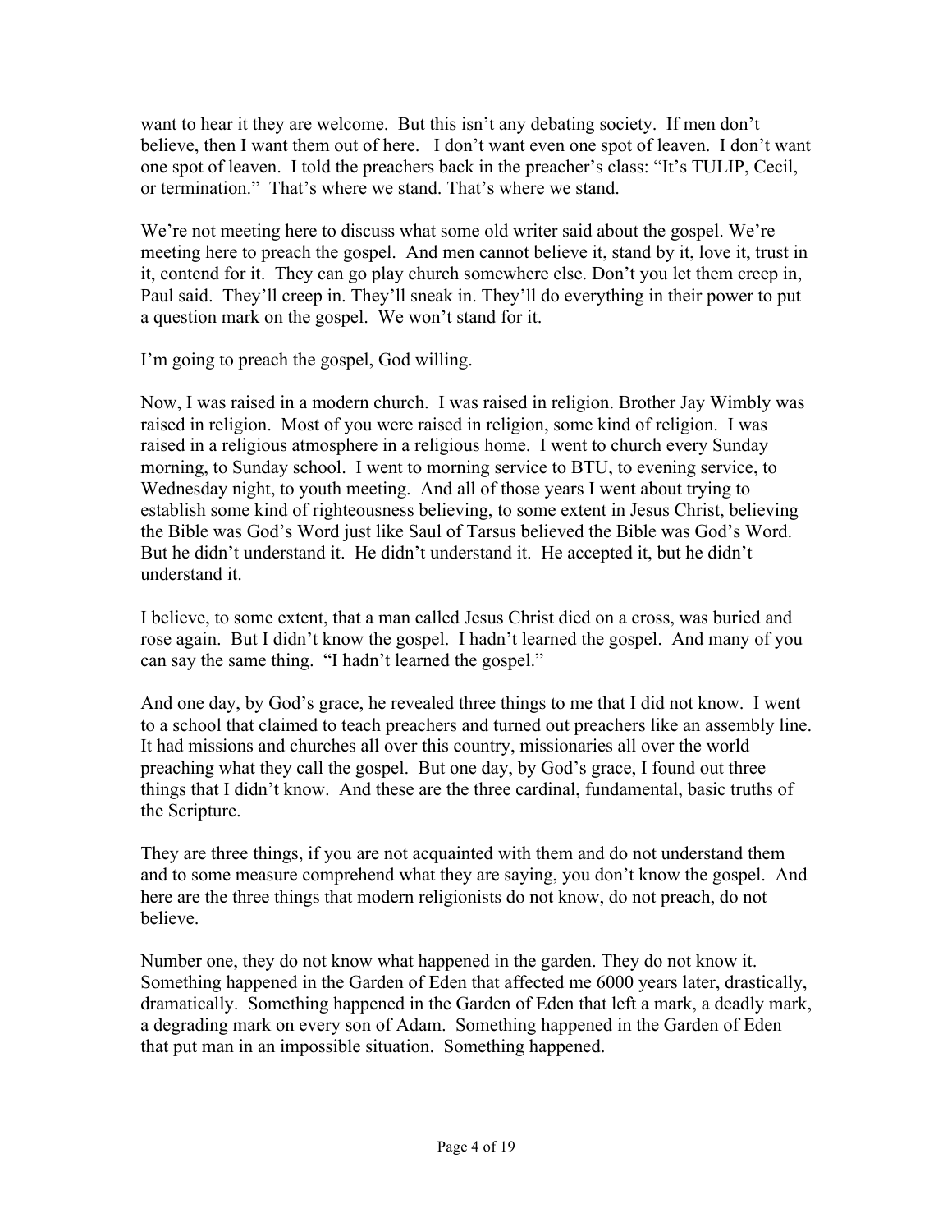want to hear it they are welcome. But this isn't any debating society. If men don't believe, then I want them out of here. I don't want even one spot of leaven. I don't want one spot of leaven. I told the preachers back in the preacher's class: "It's TULIP, Cecil, or termination." That's where we stand. That's where we stand.

We're not meeting here to discuss what some old writer said about the gospel. We're meeting here to preach the gospel. And men cannot believe it, stand by it, love it, trust in it, contend for it. They can go play church somewhere else. Don't you let them creep in, Paul said. They'll creep in. They'll sneak in. They'll do everything in their power to put a question mark on the gospel. We won't stand for it.

I'm going to preach the gospel, God willing.

Now, I was raised in a modern church. I was raised in religion. Brother Jay Wimbly was raised in religion. Most of you were raised in religion, some kind of religion. I was raised in a religious atmosphere in a religious home. I went to church every Sunday morning, to Sunday school. I went to morning service to BTU, to evening service, to Wednesday night, to youth meeting. And all of those years I went about trying to establish some kind of righteousness believing, to some extent in Jesus Christ, believing the Bible was God's Word just like Saul of Tarsus believed the Bible was God's Word. But he didn't understand it. He didn't understand it. He accepted it, but he didn't understand it.

I believe, to some extent, that a man called Jesus Christ died on a cross, was buried and rose again. But I didn't know the gospel. I hadn't learned the gospel. And many of you can say the same thing. "I hadn't learned the gospel."

And one day, by God's grace, he revealed three things to me that I did not know. I went to a school that claimed to teach preachers and turned out preachers like an assembly line. It had missions and churches all over this country, missionaries all over the world preaching what they call the gospel. But one day, by God's grace, I found out three things that I didn't know. And these are the three cardinal, fundamental, basic truths of the Scripture.

They are three things, if you are not acquainted with them and do not understand them and to some measure comprehend what they are saying, you don't know the gospel. And here are the three things that modern religionists do not know, do not preach, do not believe.

Number one, they do not know what happened in the garden. They do not know it. Something happened in the Garden of Eden that affected me 6000 years later, drastically, dramatically. Something happened in the Garden of Eden that left a mark, a deadly mark, a degrading mark on every son of Adam. Something happened in the Garden of Eden that put man in an impossible situation. Something happened.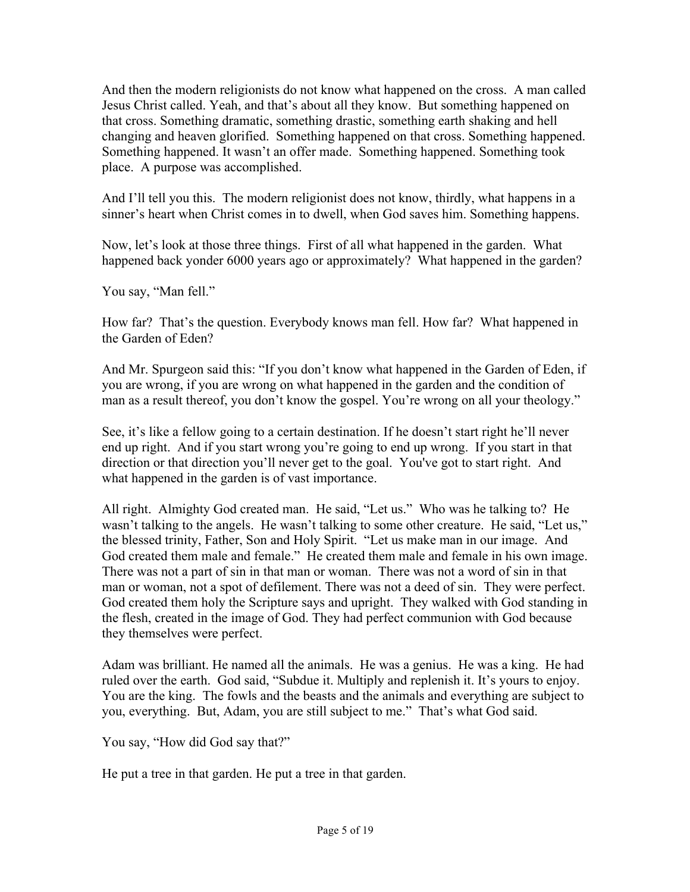And then the modern religionists do not know what happened on the cross. A man called Jesus Christ called. Yeah, and that's about all they know. But something happened on that cross. Something dramatic, something drastic, something earth shaking and hell changing and heaven glorified. Something happened on that cross. Something happened. Something happened. It wasn't an offer made. Something happened. Something took place. A purpose was accomplished.

And I'll tell you this. The modern religionist does not know, thirdly, what happens in a sinner's heart when Christ comes in to dwell, when God saves him. Something happens.

Now, let's look at those three things. First of all what happened in the garden. What happened back yonder 6000 years ago or approximately? What happened in the garden?

You say, "Man fell."

How far? That's the question. Everybody knows man fell. How far? What happened in the Garden of Eden?

And Mr. Spurgeon said this: "If you don't know what happened in the Garden of Eden, if you are wrong, if you are wrong on what happened in the garden and the condition of man as a result thereof, you don't know the gospel. You're wrong on all your theology."

See, it's like a fellow going to a certain destination. If he doesn't start right he'll never end up right. And if you start wrong you're going to end up wrong. If you start in that direction or that direction you'll never get to the goal. You've got to start right. And what happened in the garden is of vast importance.

All right. Almighty God created man. He said, "Let us." Who was he talking to? He wasn't talking to the angels. He wasn't talking to some other creature. He said, "Let us," the blessed trinity, Father, Son and Holy Spirit. "Let us make man in our image. And God created them male and female." He created them male and female in his own image. There was not a part of sin in that man or woman. There was not a word of sin in that man or woman, not a spot of defilement. There was not a deed of sin. They were perfect. God created them holy the Scripture says and upright. They walked with God standing in the flesh, created in the image of God. They had perfect communion with God because they themselves were perfect.

Adam was brilliant. He named all the animals. He was a genius. He was a king. He had ruled over the earth. God said, "Subdue it. Multiply and replenish it. It's yours to enjoy. You are the king. The fowls and the beasts and the animals and everything are subject to you, everything. But, Adam, you are still subject to me." That's what God said.

You say, "How did God say that?"

He put a tree in that garden. He put a tree in that garden.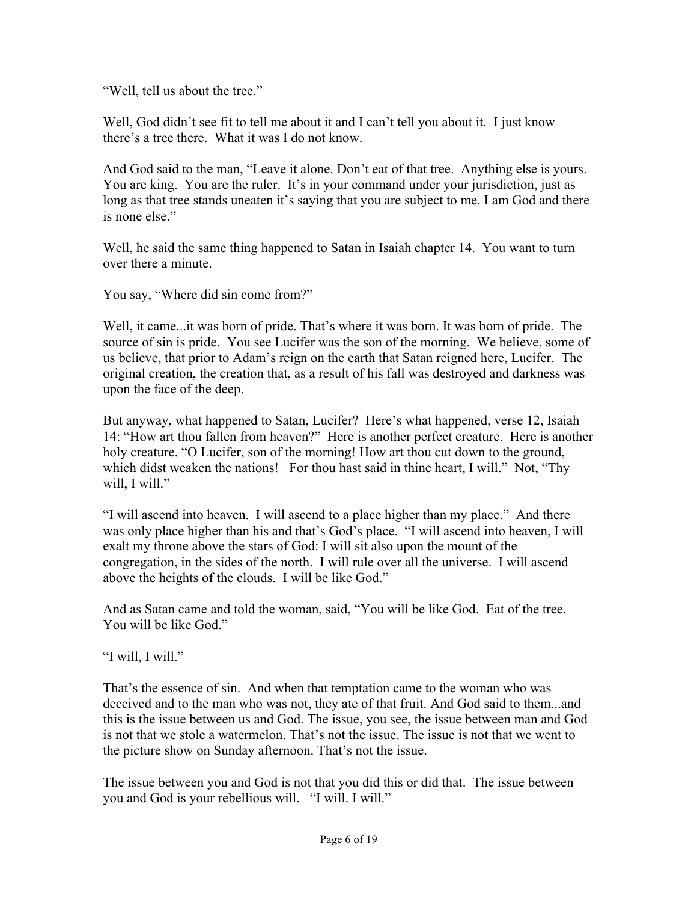"Well, tell us about the tree."

Well, God didn't see fit to tell me about it and I can't tell you about it. I just know there's a tree there. What it was I do not know.

And God said to the man, "Leave it alone. Don't eat of that tree. Anything else is yours. You are king. You are the ruler. It's in your command under your jurisdiction, just as long as that tree stands uneaten it's saying that you are subject to me. I am God and there is none else."

Well, he said the same thing happened to Satan in Isaiah chapter 14. You want to turn over there a minute.

You say, "Where did sin come from?"

Well, it came...it was born of pride. That's where it was born. It was born of pride. The source of sin is pride. You see Lucifer was the son of the morning. We believe, some of us believe, that prior to Adam's reign on the earth that Satan reigned here, Lucifer. The original creation, the creation that, as a result of his fall was destroyed and darkness was upon the face of the deep.

But anyway, what happened to Satan, Lucifer? Here's what happened, verse 12, Isaiah 14: "How art thou fallen from heaven?" Here is another perfect creature. Here is another holy creature. "O Lucifer, son of the morning! How art thou cut down to the ground, which didst weaken the nations! For thou hast said in thine heart, I will." Not, "Thy will, I will."

"I will ascend into heaven. I will ascend to a place higher than my place." And there was only place higher than his and that's God's place. "I will ascend into heaven, I will exalt my throne above the stars of God: I will sit also upon the mount of the congregation, in the sides of the north. I will rule over all the universe. I will ascend above the heights of the clouds. I will be like God."

And as Satan came and told the woman, said, "You will be like God. Eat of the tree. You will be like God."

"I will, I will."

That's the essence of sin. And when that temptation came to the woman who was deceived and to the man who was not, they ate of that fruit. And God said to them...and this is the issue between us and God. The issue, you see, the issue between man and God is not that we stole a watermelon. That's not the issue. The issue is not that we went to the picture show on Sunday afternoon. That's not the issue.

The issue between you and God is not that you did this or did that. The issue between you and God is your rebellious will. "I will. I will."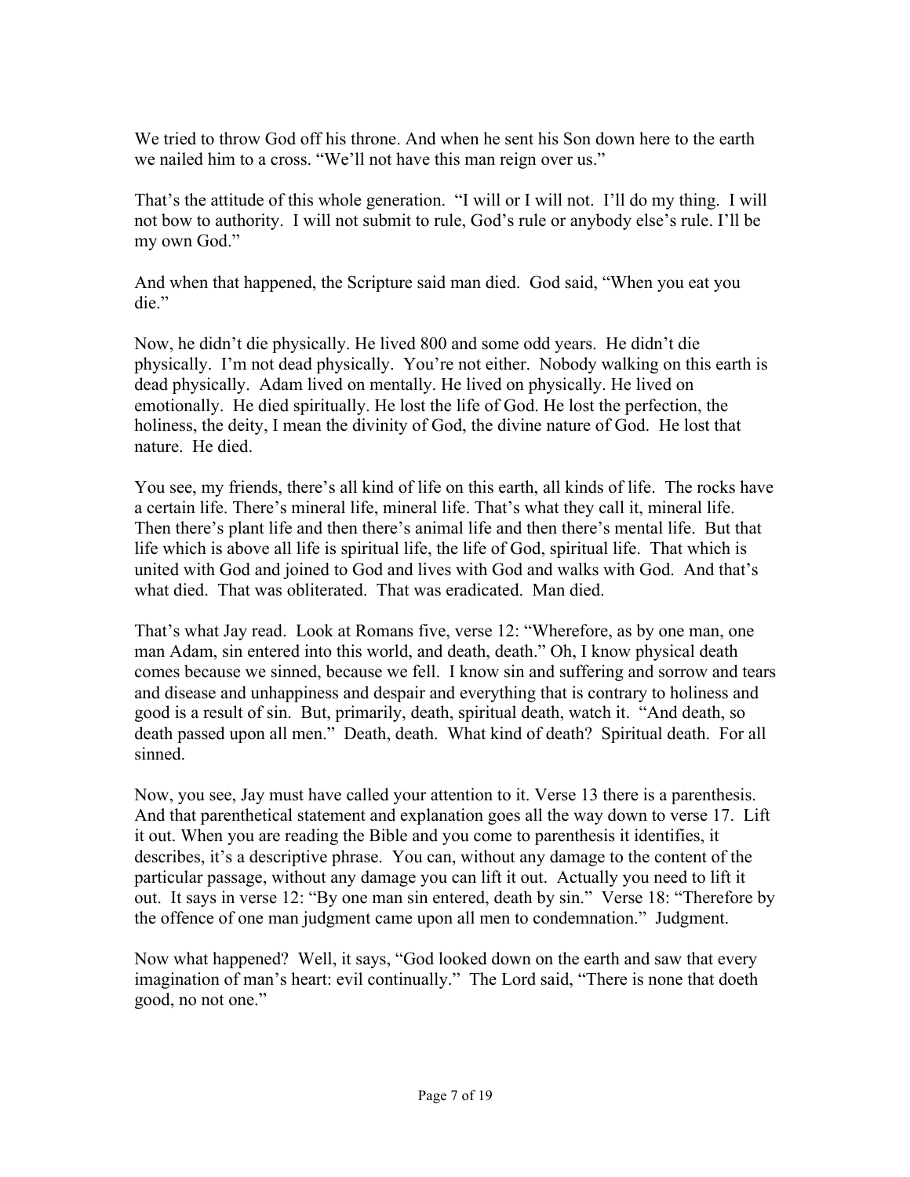We tried to throw God off his throne. And when he sent his Son down here to the earth we nailed him to a cross. "We'll not have this man reign over us."

That's the attitude of this whole generation. "I will or I will not. I'll do my thing. I will not bow to authority. I will not submit to rule, God's rule or anybody else's rule. I'll be my own God."

And when that happened, the Scripture said man died. God said, "When you eat you die."

Now, he didn't die physically. He lived 800 and some odd years. He didn't die physically. I'm not dead physically. You're not either. Nobody walking on this earth is dead physically. Adam lived on mentally. He lived on physically. He lived on emotionally. He died spiritually. He lost the life of God. He lost the perfection, the holiness, the deity, I mean the divinity of God, the divine nature of God. He lost that nature. He died.

You see, my friends, there's all kind of life on this earth, all kinds of life. The rocks have a certain life. There's mineral life, mineral life. That's what they call it, mineral life. Then there's plant life and then there's animal life and then there's mental life. But that life which is above all life is spiritual life, the life of God, spiritual life. That which is united with God and joined to God and lives with God and walks with God. And that's what died. That was obliterated. That was eradicated. Man died.

That's what Jay read. Look at Romans five, verse 12: "Wherefore, as by one man, one man Adam, sin entered into this world, and death, death." Oh, I know physical death comes because we sinned, because we fell. I know sin and suffering and sorrow and tears and disease and unhappiness and despair and everything that is contrary to holiness and good is a result of sin. But, primarily, death, spiritual death, watch it. "And death, so death passed upon all men." Death, death. What kind of death? Spiritual death. For all sinned.

Now, you see, Jay must have called your attention to it. Verse 13 there is a parenthesis. And that parenthetical statement and explanation goes all the way down to verse 17. Lift it out. When you are reading the Bible and you come to parenthesis it identifies, it describes, it's a descriptive phrase. You can, without any damage to the content of the particular passage, without any damage you can lift it out. Actually you need to lift it out. It says in verse 12: "By one man sin entered, death by sin." Verse 18: "Therefore by the offence of one man judgment came upon all men to condemnation." Judgment.

Now what happened? Well, it says, "God looked down on the earth and saw that every imagination of man's heart: evil continually." The Lord said, "There is none that doeth good, no not one."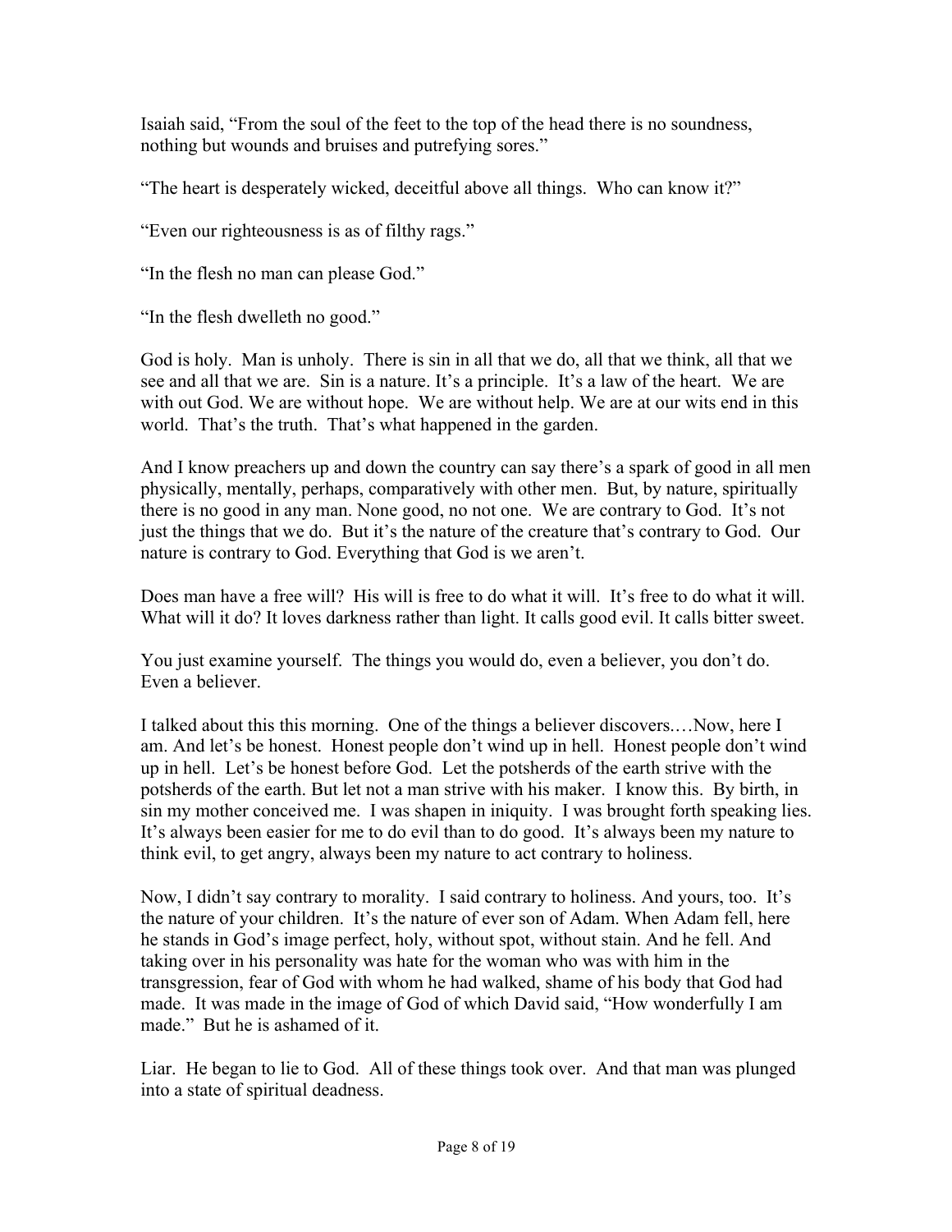Isaiah said, "From the soul of the feet to the top of the head there is no soundness, nothing but wounds and bruises and putrefying sores."

"The heart is desperately wicked, deceitful above all things. Who can know it?"

"Even our righteousness is as of filthy rags."

"In the flesh no man can please God."

"In the flesh dwelleth no good."

God is holy. Man is unholy. There is sin in all that we do, all that we think, all that we see and all that we are. Sin is a nature. It's a principle. It's a law of the heart. We are with out God. We are without hope. We are without help. We are at our wits end in this world. That's the truth. That's what happened in the garden.

And I know preachers up and down the country can say there's a spark of good in all men physically, mentally, perhaps, comparatively with other men. But, by nature, spiritually there is no good in any man. None good, no not one. We are contrary to God. It's not just the things that we do. But it's the nature of the creature that's contrary to God. Our nature is contrary to God. Everything that God is we aren't.

Does man have a free will? His will is free to do what it will. It's free to do what it will. What will it do? It loves darkness rather than light. It calls good evil. It calls bitter sweet.

You just examine yourself. The things you would do, even a believer, you don't do. Even a believer.

I talked about this this morning. One of the things a believer discovers.…Now, here I am. And let's be honest. Honest people don't wind up in hell. Honest people don't wind up in hell. Let's be honest before God. Let the potsherds of the earth strive with the potsherds of the earth. But let not a man strive with his maker. I know this. By birth, in sin my mother conceived me. I was shapen in iniquity. I was brought forth speaking lies. It's always been easier for me to do evil than to do good. It's always been my nature to think evil, to get angry, always been my nature to act contrary to holiness.

Now, I didn't say contrary to morality. I said contrary to holiness. And yours, too. It's the nature of your children. It's the nature of ever son of Adam. When Adam fell, here he stands in God's image perfect, holy, without spot, without stain. And he fell. And taking over in his personality was hate for the woman who was with him in the transgression, fear of God with whom he had walked, shame of his body that God had made. It was made in the image of God of which David said, "How wonderfully I am made." But he is ashamed of it.

Liar. He began to lie to God. All of these things took over. And that man was plunged into a state of spiritual deadness.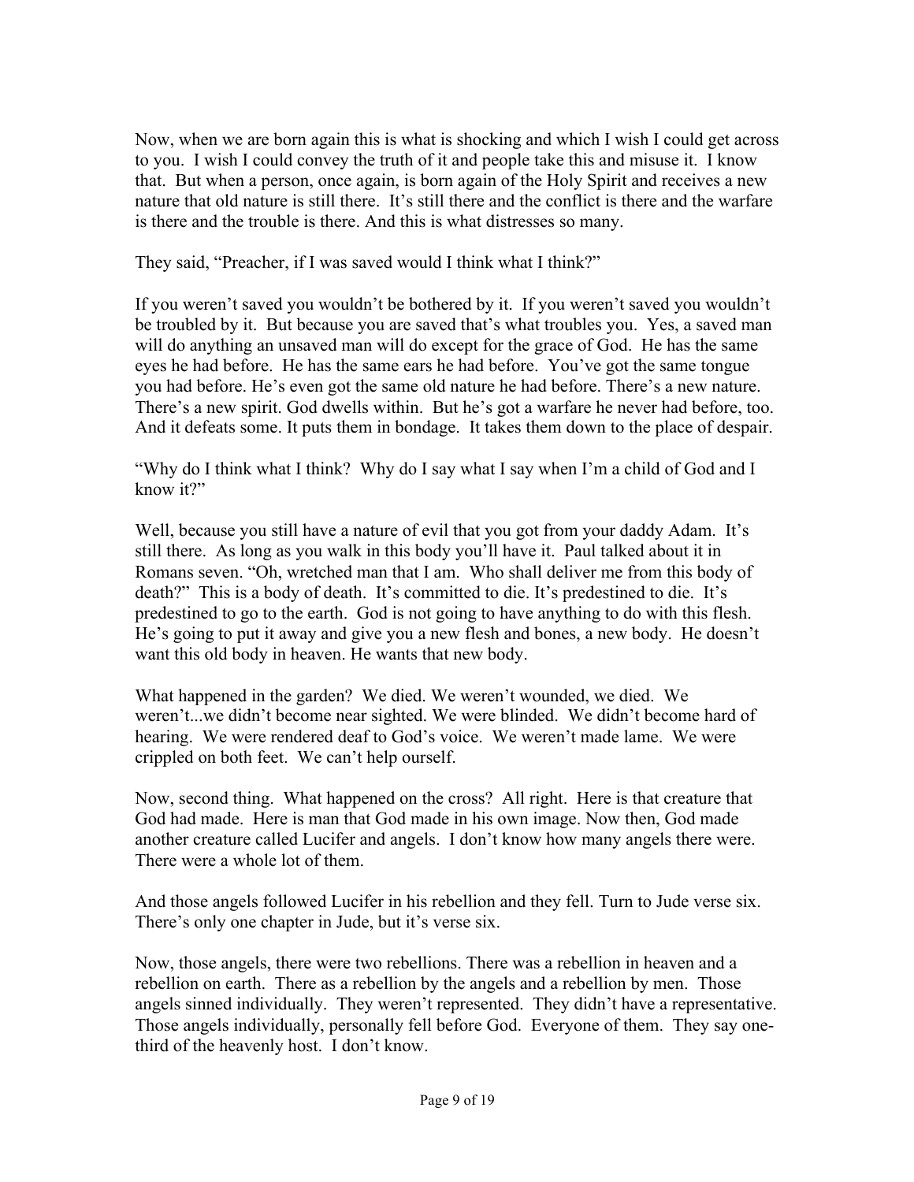Now, when we are born again this is what is shocking and which I wish I could get across to you. I wish I could convey the truth of it and people take this and misuse it. I know that. But when a person, once again, is born again of the Holy Spirit and receives a new nature that old nature is still there. It's still there and the conflict is there and the warfare is there and the trouble is there. And this is what distresses so many.

They said, "Preacher, if I was saved would I think what I think?"

If you weren't saved you wouldn't be bothered by it. If you weren't saved you wouldn't be troubled by it. But because you are saved that's what troubles you. Yes, a saved man will do anything an unsaved man will do except for the grace of God. He has the same eyes he had before. He has the same ears he had before. You've got the same tongue you had before. He's even got the same old nature he had before. There's a new nature. There's a new spirit. God dwells within. But he's got a warfare he never had before, too. And it defeats some. It puts them in bondage. It takes them down to the place of despair.

"Why do I think what I think? Why do I say what I say when I'm a child of God and I know it?"

Well, because you still have a nature of evil that you got from your daddy Adam. It's still there. As long as you walk in this body you'll have it. Paul talked about it in Romans seven. "Oh, wretched man that I am. Who shall deliver me from this body of death?" This is a body of death. It's committed to die. It's predestined to die. It's predestined to go to the earth. God is not going to have anything to do with this flesh. He's going to put it away and give you a new flesh and bones, a new body. He doesn't want this old body in heaven. He wants that new body.

What happened in the garden? We died. We weren't wounded, we died. We weren't...we didn't become near sighted. We were blinded. We didn't become hard of hearing. We were rendered deaf to God's voice. We weren't made lame. We were crippled on both feet. We can't help ourself.

Now, second thing. What happened on the cross? All right. Here is that creature that God had made. Here is man that God made in his own image. Now then, God made another creature called Lucifer and angels. I don't know how many angels there were. There were a whole lot of them.

And those angels followed Lucifer in his rebellion and they fell. Turn to Jude verse six. There's only one chapter in Jude, but it's verse six.

Now, those angels, there were two rebellions. There was a rebellion in heaven and a rebellion on earth. There as a rebellion by the angels and a rebellion by men. Those angels sinned individually. They weren't represented. They didn't have a representative. Those angels individually, personally fell before God. Everyone of them. They say one-third of the heavenly host. I don't know.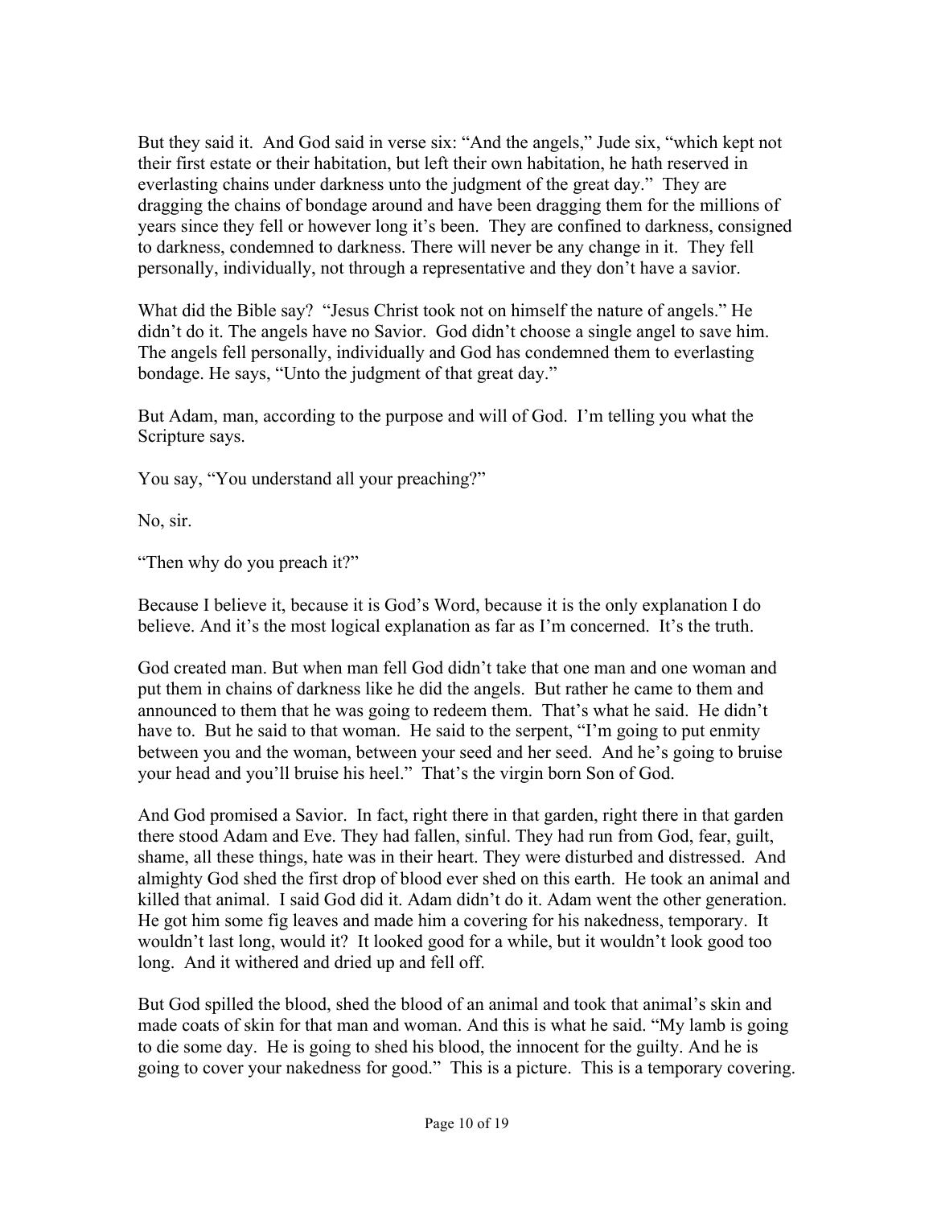But they said it. And God said in verse six: "And the angels," Jude six, "which kept not their first estate or their habitation, but left their own habitation, he hath reserved in everlasting chains under darkness unto the judgment of the great day." They are dragging the chains of bondage around and have been dragging them for the millions of years since they fell or however long it's been. They are confined to darkness, consigned to darkness, condemned to darkness. There will never be any change in it. They fell personally, individually, not through a representative and they don't have a savior.

What did the Bible say? "Jesus Christ took not on himself the nature of angels." He didn't do it. The angels have no Savior. God didn't choose a single angel to save him. The angels fell personally, individually and God has condemned them to everlasting bondage. He says, "Unto the judgment of that great day."

But Adam, man, according to the purpose and will of God. I'm telling you what the Scripture says.

You say, "You understand all your preaching?"

No, sir.

"Then why do you preach it?"

Because I believe it, because it is God's Word, because it is the only explanation I do believe. And it's the most logical explanation as far as I'm concerned. It's the truth.

God created man. But when man fell God didn't take that one man and one woman and put them in chains of darkness like he did the angels. But rather he came to them and announced to them that he was going to redeem them. That's what he said. He didn't have to. But he said to that woman. He said to the serpent, "I'm going to put enmity between you and the woman, between your seed and her seed. And he's going to bruise your head and you'll bruise his heel." That's the virgin born Son of God.

And God promised a Savior. In fact, right there in that garden, right there in that garden there stood Adam and Eve. They had fallen, sinful. They had run from God, fear, guilt, shame, all these things, hate was in their heart. They were disturbed and distressed. And almighty God shed the first drop of blood ever shed on this earth. He took an animal and killed that animal. I said God did it. Adam didn't do it. Adam went the other generation. He got him some fig leaves and made him a covering for his nakedness, temporary. It wouldn't last long, would it? It looked good for a while, but it wouldn't look good too long. And it withered and dried up and fell off.

But God spilled the blood, shed the blood of an animal and took that animal's skin and made coats of skin for that man and woman. And this is what he said. "My lamb is going to die some day. He is going to shed his blood, the innocent for the guilty. And he is going to cover your nakedness for good." This is a picture. This is a temporary covering.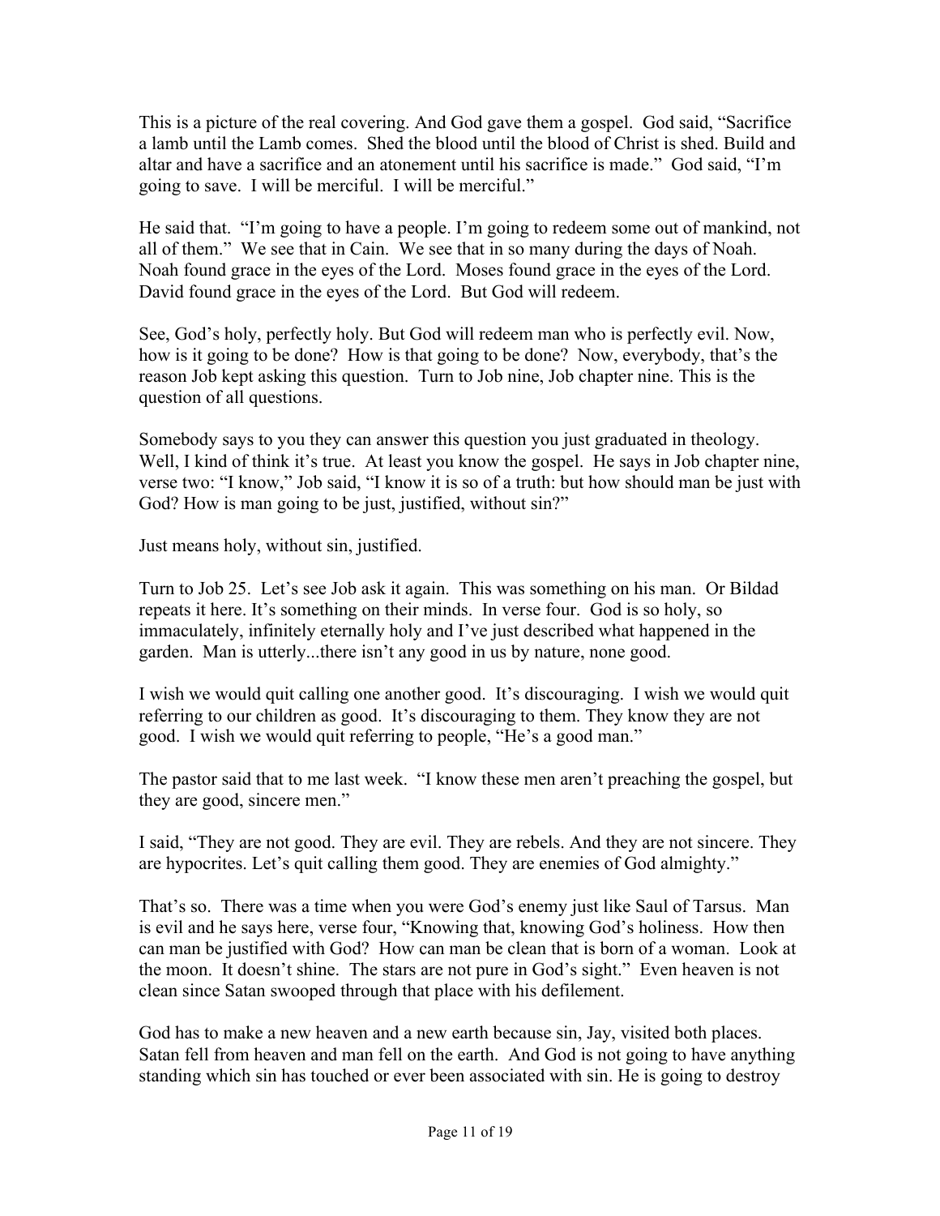This is a picture of the real covering. And God gave them a gospel. God said, "Sacrifice a lamb until the Lamb comes. Shed the blood until the blood of Christ is shed. Build and altar and have a sacrifice and an atonement until his sacrifice is made." God said, "I'm going to save. I will be merciful. I will be merciful."

He said that. "I'm going to have a people. I'm going to redeem some out of mankind, not all of them." We see that in Cain. We see that in so many during the days of Noah. Noah found grace in the eyes of the Lord. Moses found grace in the eyes of the Lord. David found grace in the eyes of the Lord. But God will redeem.

See, God's holy, perfectly holy. But God will redeem man who is perfectly evil. Now, how is it going to be done? How is that going to be done? Now, everybody, that's the reason Job kept asking this question. Turn to Job nine, Job chapter nine. This is the question of all questions.

Somebody says to you they can answer this question you just graduated in theology. Well, I kind of think it's true. At least you know the gospel. He says in Job chapter nine, verse two: "I know," Job said, "I know it is so of a truth: but how should man be just with God? How is man going to be just, justified, without sin?"

Just means holy, without sin, justified.

Turn to Job 25. Let's see Job ask it again. This was something on his man. Or Bildad repeats it here. It's something on their minds. In verse four. God is so holy, so immaculately, infinitely eternally holy and I've just described what happened in the garden. Man is utterly...there isn't any good in us by nature, none good.

I wish we would quit calling one another good. It's discouraging. I wish we would quit referring to our children as good. It's discouraging to them. They know they are not good. I wish we would quit referring to people, "He's a good man."

The pastor said that to me last week. "I know these men aren't preaching the gospel, but they are good, sincere men."

I said, "They are not good. They are evil. They are rebels. And they are not sincere. They are hypocrites. Let's quit calling them good. They are enemies of God almighty."

That's so. There was a time when you were God's enemy just like Saul of Tarsus. Man is evil and he says here, verse four, "Knowing that, knowing God's holiness. How then can man be justified with God? How can man be clean that is born of a woman. Look at the moon. It doesn't shine. The stars are not pure in God's sight." Even heaven is not clean since Satan swooped through that place with his defilement.

God has to make a new heaven and a new earth because sin, Jay, visited both places. Satan fell from heaven and man fell on the earth. And God is not going to have anything standing which sin has touched or ever been associated with sin. He is going to destroy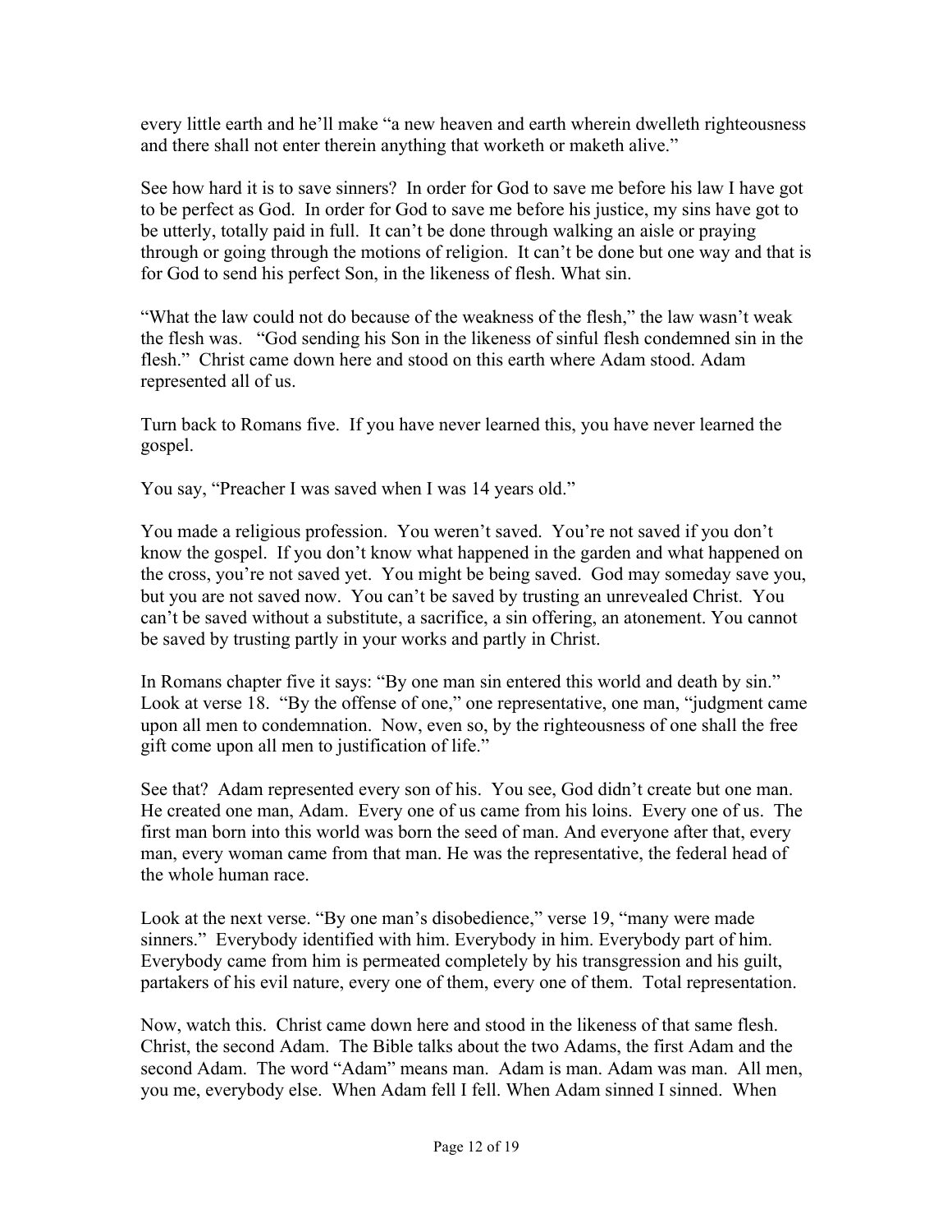every little earth and he'll make "a new heaven and earth wherein dwelleth righteousness and there shall not enter therein anything that worketh or maketh alive."

See how hard it is to save sinners? In order for God to save me before his law I have got to be perfect as God. In order for God to save me before his justice, my sins have got to be utterly, totally paid in full. It can't be done through walking an aisle or praying through or going through the motions of religion. It can't be done but one way and that is for God to send his perfect Son, in the likeness of flesh. What sin.

"What the law could not do because of the weakness of the flesh," the law wasn't weak the flesh was. "God sending his Son in the likeness of sinful flesh condemned sin in the flesh." Christ came down here and stood on this earth where Adam stood. Adam represented all of us.

Turn back to Romans five. If you have never learned this, you have never learned the gospel.

You say, "Preacher I was saved when I was 14 years old."

You made a religious profession. You weren't saved. You're not saved if you don't know the gospel. If you don't know what happened in the garden and what happened on the cross, you're not saved yet. You might be being saved. God may someday save you, but you are not saved now. You can't be saved by trusting an unrevealed Christ. You can't be saved without a substitute, a sacrifice, a sin offering, an atonement. You cannot be saved by trusting partly in your works and partly in Christ.

In Romans chapter five it says: "By one man sin entered this world and death by sin." Look at verse 18. "By the offense of one," one representative, one man, "judgment came upon all men to condemnation. Now, even so, by the righteousness of one shall the free gift come upon all men to justification of life."

See that? Adam represented every son of his. You see, God didn't create but one man. He created one man, Adam. Every one of us came from his loins. Every one of us. The first man born into this world was born the seed of man. And everyone after that, every man, every woman came from that man. He was the representative, the federal head of the whole human race.

Look at the next verse. "By one man's disobedience," verse 19, "many were made sinners." Everybody identified with him. Everybody in him. Everybody part of him. Everybody came from him is permeated completely by his transgression and his guilt, partakers of his evil nature, every one of them, every one of them. Total representation.

Now, watch this. Christ came down here and stood in the likeness of that same flesh. Christ, the second Adam. The Bible talks about the two Adams, the first Adam and the second Adam. The word "Adam" means man. Adam is man. Adam was man. All men, you me, everybody else. When Adam fell I fell. When Adam sinned I sinned. When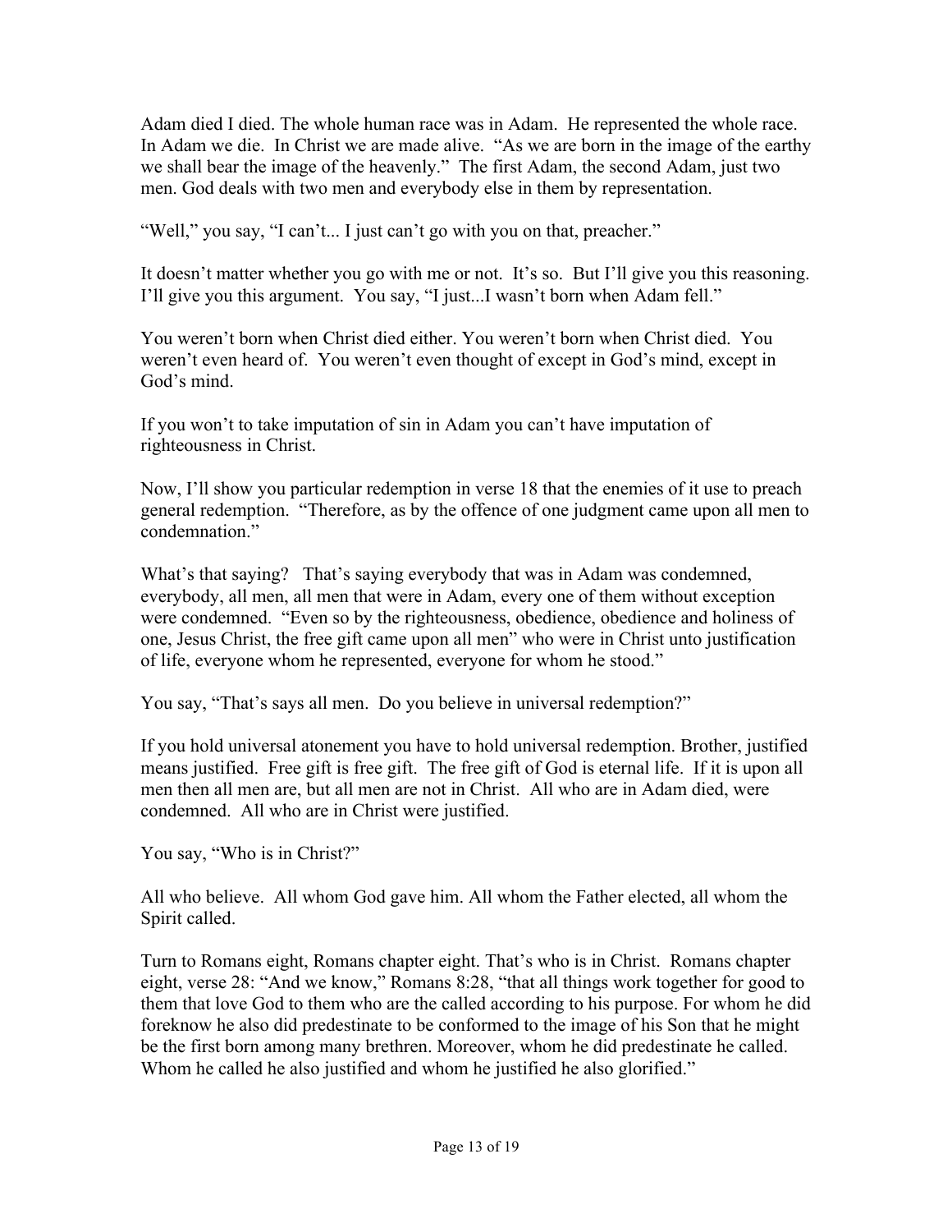Adam died I died. The whole human race was in Adam. He represented the whole race. In Adam we die. In Christ we are made alive. "As we are born in the image of the earthy we shall bear the image of the heavenly." The first Adam, the second Adam, just two men. God deals with two men and everybody else in them by representation.

"Well," you say, "I can't... I just can't go with you on that, preacher."

It doesn't matter whether you go with me or not. It's so. But I'll give you this reasoning. I'll give you this argument. You say, "I just...I wasn't born when Adam fell."

You weren't born when Christ died either. You weren't born when Christ died. You weren't even heard of. You weren't even thought of except in God's mind, except in God's mind.

If you won't to take imputation of sin in Adam you can't have imputation of righteousness in Christ.

Now, I'll show you particular redemption in verse 18 that the enemies of it use to preach general redemption. "Therefore, as by the offence of one judgment came upon all men to condemnation."

What's that saying? That's saying everybody that was in Adam was condemned, everybody, all men, all men that were in Adam, every one of them without exception were condemned. "Even so by the righteousness, obedience, obedience and holiness of one, Jesus Christ, the free gift came upon all men" who were in Christ unto justification of life, everyone whom he represented, everyone for whom he stood."

You say, "That's says all men. Do you believe in universal redemption?"

If you hold universal atonement you have to hold universal redemption. Brother, justified means justified. Free gift is free gift. The free gift of God is eternal life. If it is upon all men then all men are, but all men are not in Christ. All who are in Adam died, were condemned. All who are in Christ were justified.

You say, "Who is in Christ?"

All who believe. All whom God gave him. All whom the Father elected, all whom the Spirit called.

Turn to Romans eight, Romans chapter eight. That's who is in Christ. Romans chapter eight, verse 28: "And we know," Romans 8:28, "that all things work together for good to them that love God to them who are the called according to his purpose. For whom he did foreknow he also did predestinate to be conformed to the image of his Son that he might be the first born among many brethren. Moreover, whom he did predestinate he called. Whom he called he also justified and whom he justified he also glorified."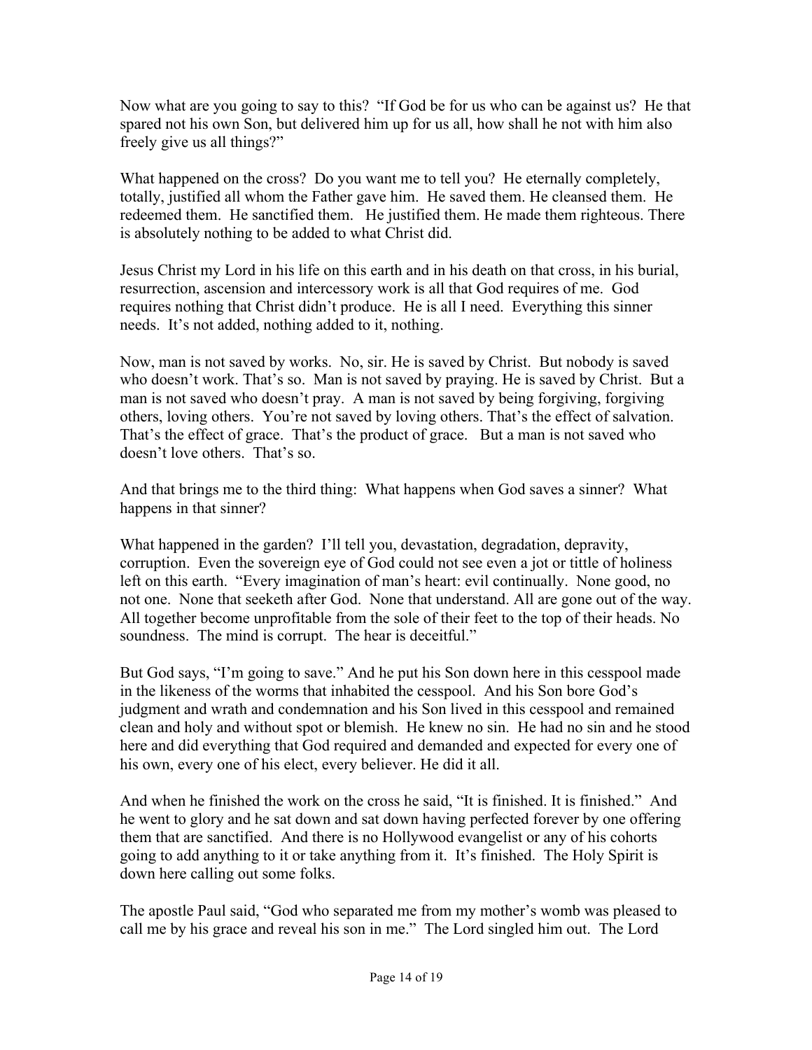Now what are you going to say to this? "If God be for us who can be against us? He that spared not his own Son, but delivered him up for us all, how shall he not with him also freely give us all things?"

What happened on the cross? Do you want me to tell you? He eternally completely, totally, justified all whom the Father gave him. He saved them. He cleansed them. He redeemed them. He sanctified them. He justified them. He made them righteous. There is absolutely nothing to be added to what Christ did.

Jesus Christ my Lord in his life on this earth and in his death on that cross, in his burial, resurrection, ascension and intercessory work is all that God requires of me. God requires nothing that Christ didn't produce. He is all I need. Everything this sinner needs. It's not added, nothing added to it, nothing.

Now, man is not saved by works. No, sir. He is saved by Christ. But nobody is saved who doesn't work. That's so. Man is not saved by praying. He is saved by Christ. But a man is not saved who doesn't pray. A man is not saved by being forgiving, forgiving others, loving others. You're not saved by loving others. That's the effect of salvation. That's the effect of grace. That's the product of grace. But a man is not saved who doesn't love others. That's so.

And that brings me to the third thing: What happens when God saves a sinner? What happens in that sinner?

What happened in the garden? I'll tell you, devastation, degradation, depravity, corruption. Even the sovereign eye of God could not see even a jot or tittle of holiness left on this earth. "Every imagination of man's heart: evil continually. None good, no not one. None that seeketh after God. None that understand. All are gone out of the way. All together become unprofitable from the sole of their feet to the top of their heads. No soundness. The mind is corrupt. The hear is deceitful."

But God says, "I'm going to save." And he put his Son down here in this cesspool made in the likeness of the worms that inhabited the cesspool. And his Son bore God's judgment and wrath and condemnation and his Son lived in this cesspool and remained clean and holy and without spot or blemish. He knew no sin. He had no sin and he stood here and did everything that God required and demanded and expected for every one of his own, every one of his elect, every believer. He did it all.

And when he finished the work on the cross he said, "It is finished. It is finished." And he went to glory and he sat down and sat down having perfected forever by one offering them that are sanctified. And there is no Hollywood evangelist or any of his cohorts going to add anything to it or take anything from it. It's finished. The Holy Spirit is down here calling out some folks.

The apostle Paul said, "God who separated me from my mother's womb was pleased to call me by his grace and reveal his son in me." The Lord singled him out. The Lord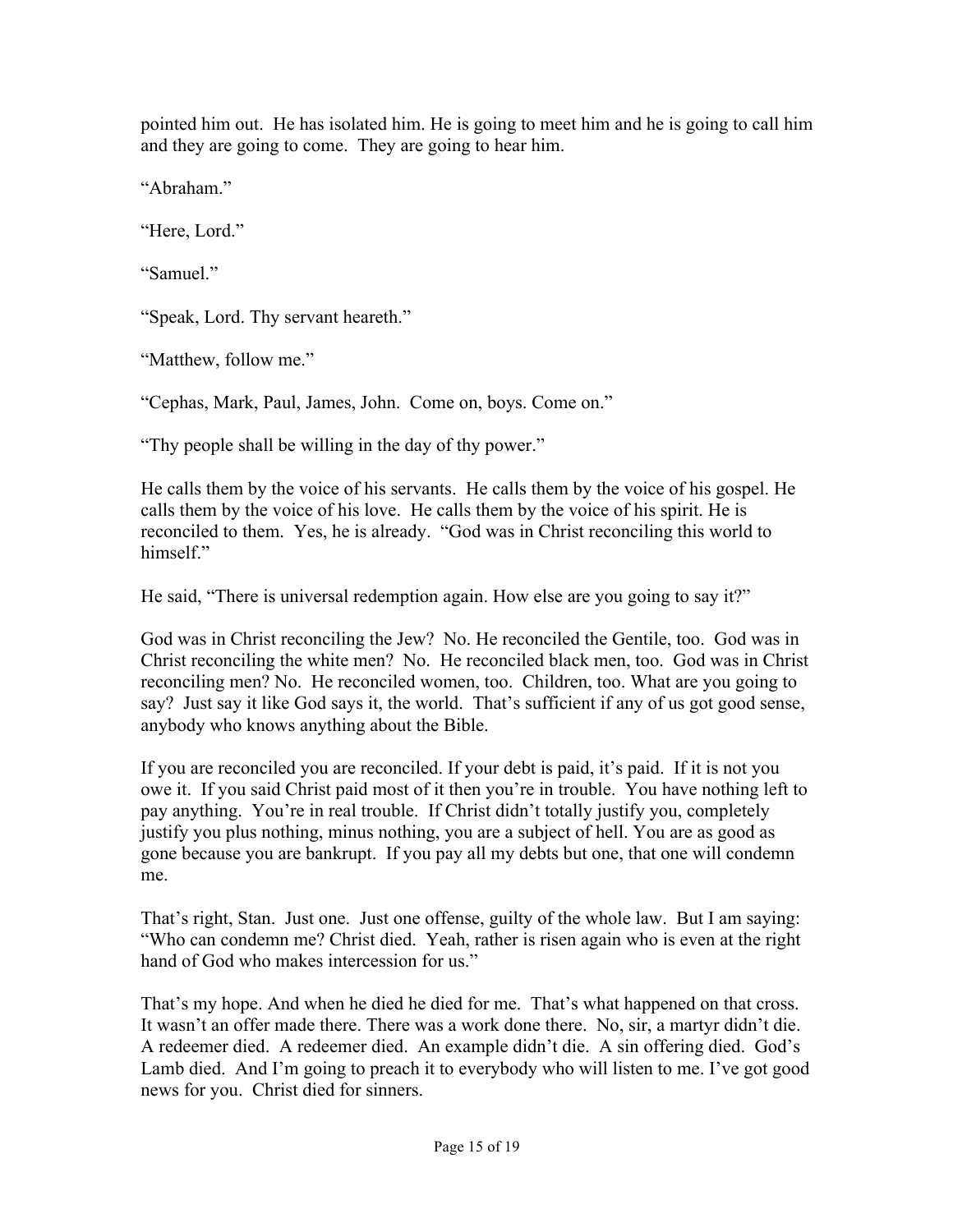pointed him out. He has isolated him. He is going to meet him and he is going to call him and they are going to come. They are going to hear him.

"Abraham."

"Here, Lord."

"Samuel."

"Speak, Lord. Thy servant heareth."

"Matthew, follow me."

"Cephas, Mark, Paul, James, John. Come on, boys. Come on."

"Thy people shall be willing in the day of thy power."

He calls them by the voice of his servants. He calls them by the voice of his gospel. He calls them by the voice of his love. He calls them by the voice of his spirit. He is reconciled to them. Yes, he is already. "God was in Christ reconciling this world to himself."

He said, "There is universal redemption again. How else are you going to say it?"

God was in Christ reconciling the Jew? No. He reconciled the Gentile, too. God was in Christ reconciling the white men? No. He reconciled black men, too. God was in Christ reconciling men? No. He reconciled women, too. Children, too. What are you going to say? Just say it like God says it, the world. That's sufficient if any of us got good sense, anybody who knows anything about the Bible.

If you are reconciled you are reconciled. If your debt is paid, it's paid. If it is not you owe it. If you said Christ paid most of it then you're in trouble. You have nothing left to pay anything. You're in real trouble. If Christ didn't totally justify you, completely justify you plus nothing, minus nothing, you are a subject of hell. You are as good as gone because you are bankrupt. If you pay all my debts but one, that one will condemn me.

That's right, Stan. Just one. Just one offense, guilty of the whole law. But I am saying: "Who can condemn me? Christ died. Yeah, rather is risen again who is even at the right hand of God who makes intercession for us."

That's my hope. And when he died he died for me. That's what happened on that cross. It wasn't an offer made there. There was a work done there. No, sir, a martyr didn't die. A redeemer died. A redeemer died. An example didn't die. A sin offering died. God's Lamb died. And I'm going to preach it to everybody who will listen to me. I've got good news for you. Christ died for sinners.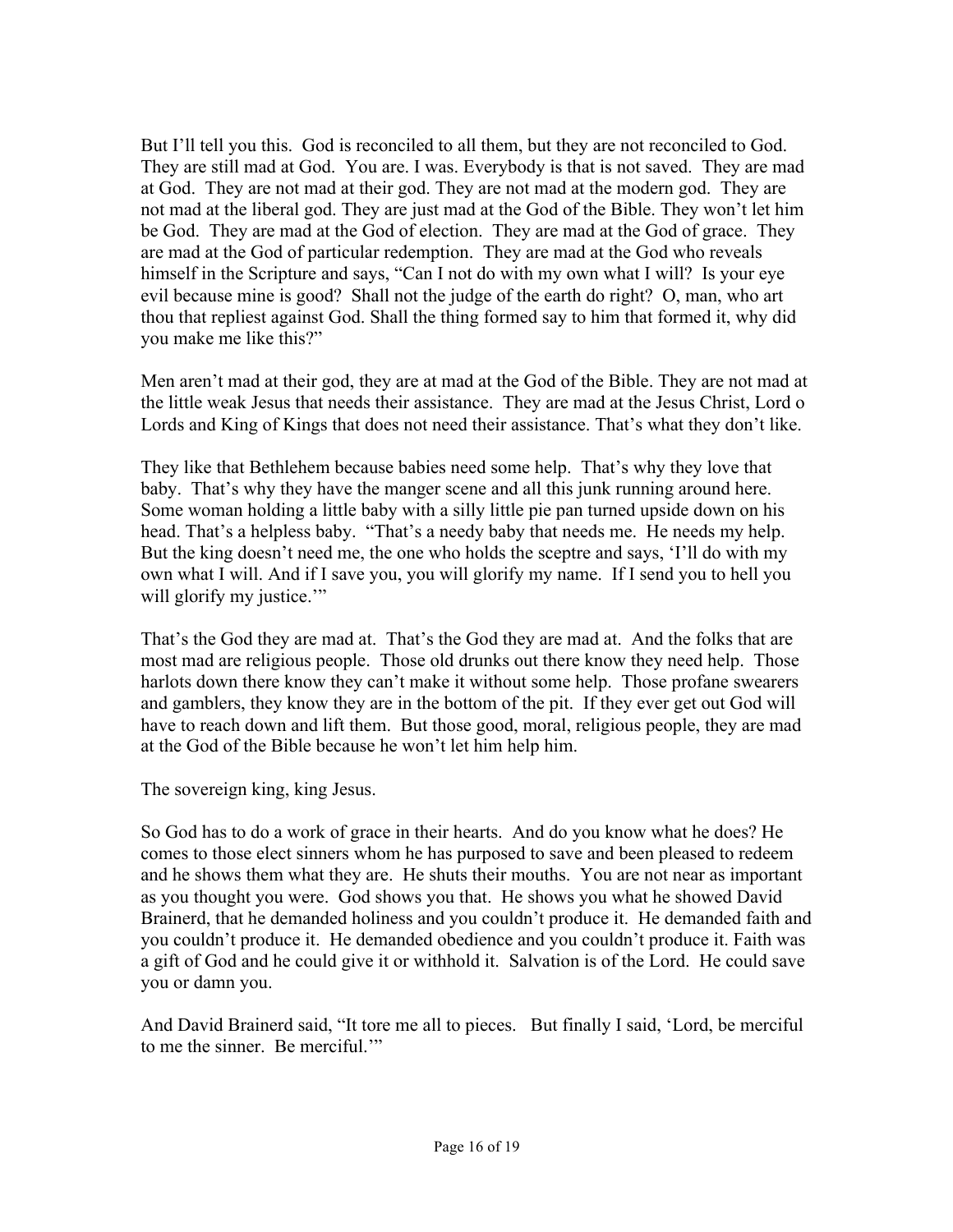But I'll tell you this. God is reconciled to all them, but they are not reconciled to God. They are still mad at God. You are. I was. Everybody is that is not saved. They are mad at God. They are not mad at their god. They are not mad at the modern god. They are not mad at the liberal god. They are just mad at the God of the Bible. They won't let him be God. They are mad at the God of election. They are mad at the God of grace. They are mad at the God of particular redemption. They are mad at the God who reveals himself in the Scripture and says, "Can I not do with my own what I will? Is your eye evil because mine is good? Shall not the judge of the earth do right? O, man, who art thou that repliest against God. Shall the thing formed say to him that formed it, why did you make me like this?"

Men aren't mad at their god, they are at mad at the God of the Bible. They are not mad at the little weak Jesus that needs their assistance. They are mad at the Jesus Christ, Lord o Lords and King of Kings that does not need their assistance. That's what they don't like.

They like that Bethlehem because babies need some help. That's why they love that baby. That's why they have the manger scene and all this junk running around here. Some woman holding a little baby with a silly little pie pan turned upside down on his head. That's a helpless baby. "That's a needy baby that needs me. He needs my help. But the king doesn't need me, the one who holds the sceptre and says, 'I'll do with my own what I will. And if I save you, you will glorify my name. If I send you to hell you will glorify my justice.'"

That's the God they are mad at. That's the God they are mad at. And the folks that are most mad are religious people. Those old drunks out there know they need help. Those harlots down there know they can't make it without some help. Those profane swearers and gamblers, they know they are in the bottom of the pit. If they ever get out God will have to reach down and lift them. But those good, moral, religious people, they are mad at the God of the Bible because he won't let him help him.

The sovereign king, king Jesus.

So God has to do a work of grace in their hearts. And do you know what he does? He comes to those elect sinners whom he has purposed to save and been pleased to redeem and he shows them what they are. He shuts their mouths. You are not near as important as you thought you were. God shows you that. He shows you what he showed David Brainerd, that he demanded holiness and you couldn't produce it. He demanded faith and you couldn't produce it. He demanded obedience and you couldn't produce it. Faith was a gift of God and he could give it or withhold it. Salvation is of the Lord. He could save you or damn you.

And David Brainerd said, "It tore me all to pieces. But finally I said, 'Lord, be merciful to me the sinner. Be merciful.'"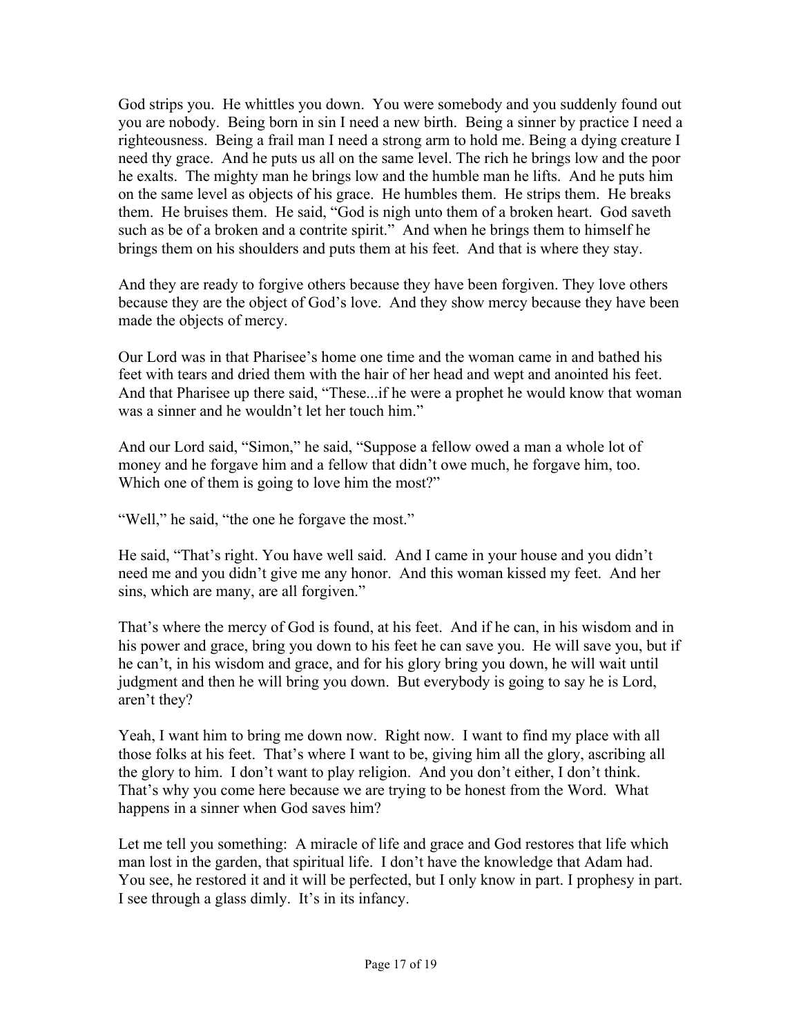God strips you. He whittles you down. You were somebody and you suddenly found out you are nobody. Being born in sin I need a new birth. Being a sinner by practice I need a righteousness. Being a frail man I need a strong arm to hold me. Being a dying creature I need thy grace. And he puts us all on the same level. The rich he brings low and the poor he exalts. The mighty man he brings low and the humble man he lifts. And he puts him on the same level as objects of his grace. He humbles them. He strips them. He breaks them. He bruises them. He said, "God is nigh unto them of a broken heart. God saveth such as be of a broken and a contrite spirit." And when he brings them to himself he brings them on his shoulders and puts them at his feet. And that is where they stay.

And they are ready to forgive others because they have been forgiven. They love others because they are the object of God's love. And they show mercy because they have been made the objects of mercy.

Our Lord was in that Pharisee's home one time and the woman came in and bathed his feet with tears and dried them with the hair of her head and wept and anointed his feet. And that Pharisee up there said, "These...if he were a prophet he would know that woman was a sinner and he wouldn't let her touch him."

And our Lord said, "Simon," he said, "Suppose a fellow owed a man a whole lot of money and he forgave him and a fellow that didn't owe much, he forgave him, too. Which one of them is going to love him the most?"

"Well," he said, "the one he forgave the most."

He said, "That's right. You have well said. And I came in your house and you didn't need me and you didn't give me any honor. And this woman kissed my feet. And her sins, which are many, are all forgiven."

That's where the mercy of God is found, at his feet. And if he can, in his wisdom and in his power and grace, bring you down to his feet he can save you. He will save you, but if he can't, in his wisdom and grace, and for his glory bring you down, he will wait until judgment and then he will bring you down. But everybody is going to say he is Lord, aren't they?

Yeah, I want him to bring me down now. Right now. I want to find my place with all those folks at his feet. That's where I want to be, giving him all the glory, ascribing all the glory to him. I don't want to play religion. And you don't either, I don't think. That's why you come here because we are trying to be honest from the Word. What happens in a sinner when God saves him?

Let me tell you something: A miracle of life and grace and God restores that life which man lost in the garden, that spiritual life. I don't have the knowledge that Adam had. You see, he restored it and it will be perfected, but I only know in part. I prophesy in part. I see through a glass dimly. It's in its infancy.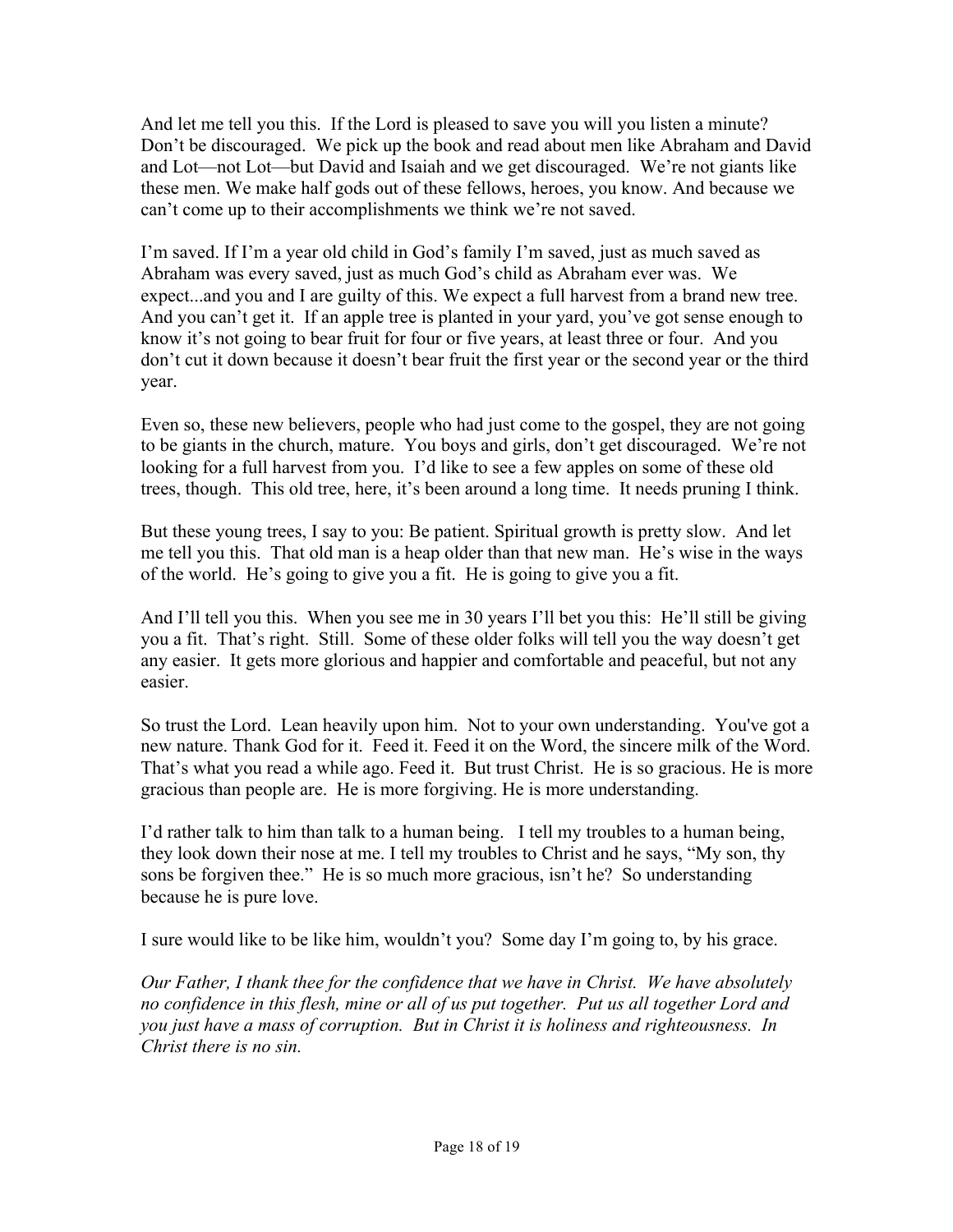And let me tell you this. If the Lord is pleased to save you will you listen a minute? Don't be discouraged. We pick up the book and read about men like Abraham and David and Lot—not Lot—but David and Isaiah and we get discouraged. We're not giants like these men. We make half gods out of these fellows, heroes, you know. And because we can't come up to their accomplishments we think we're not saved.

I'm saved. If I'm a year old child in God's family I'm saved, just as much saved as Abraham was every saved, just as much God's child as Abraham ever was. We expect...and you and I are guilty of this. We expect a full harvest from a brand new tree. And you can't get it. If an apple tree is planted in your yard, you've got sense enough to know it's not going to bear fruit for four or five years, at least three or four. And you don't cut it down because it doesn't bear fruit the first year or the second year or the third year.

Even so, these new believers, people who had just come to the gospel, they are not going to be giants in the church, mature. You boys and girls, don't get discouraged. We're not looking for a full harvest from you. I'd like to see a few apples on some of these old trees, though. This old tree, here, it's been around a long time. It needs pruning I think.

But these young trees, I say to you: Be patient. Spiritual growth is pretty slow. And let me tell you this. That old man is a heap older than that new man. He's wise in the ways of the world. He's going to give you a fit. He is going to give you a fit.

And I'll tell you this. When you see me in 30 years I'll bet you this: He'll still be giving you a fit. That's right. Still. Some of these older folks will tell you the way doesn't get any easier. It gets more glorious and happier and comfortable and peaceful, but not any easier.

So trust the Lord. Lean heavily upon him. Not to your own understanding. You've got a new nature. Thank God for it. Feed it. Feed it on the Word, the sincere milk of the Word. That's what you read a while ago. Feed it. But trust Christ. He is so gracious. He is more gracious than people are. He is more forgiving. He is more understanding.

I'd rather talk to him than talk to a human being. I tell my troubles to a human being, they look down their nose at me. I tell my troubles to Christ and he says, "My son, thy sons be forgiven thee." He is so much more gracious, isn't he? So understanding because he is pure love.

I sure would like to be like him, wouldn't you? Some day I'm going to, by his grace.

*Our Father, I thank thee for the confidence that we have in Christ. We have absolutely no confidence in this flesh, mine or all of us put together. Put us all together Lord and you just have a mass of corruption. But in Christ it is holiness and righteousness. In Christ there is no sin.*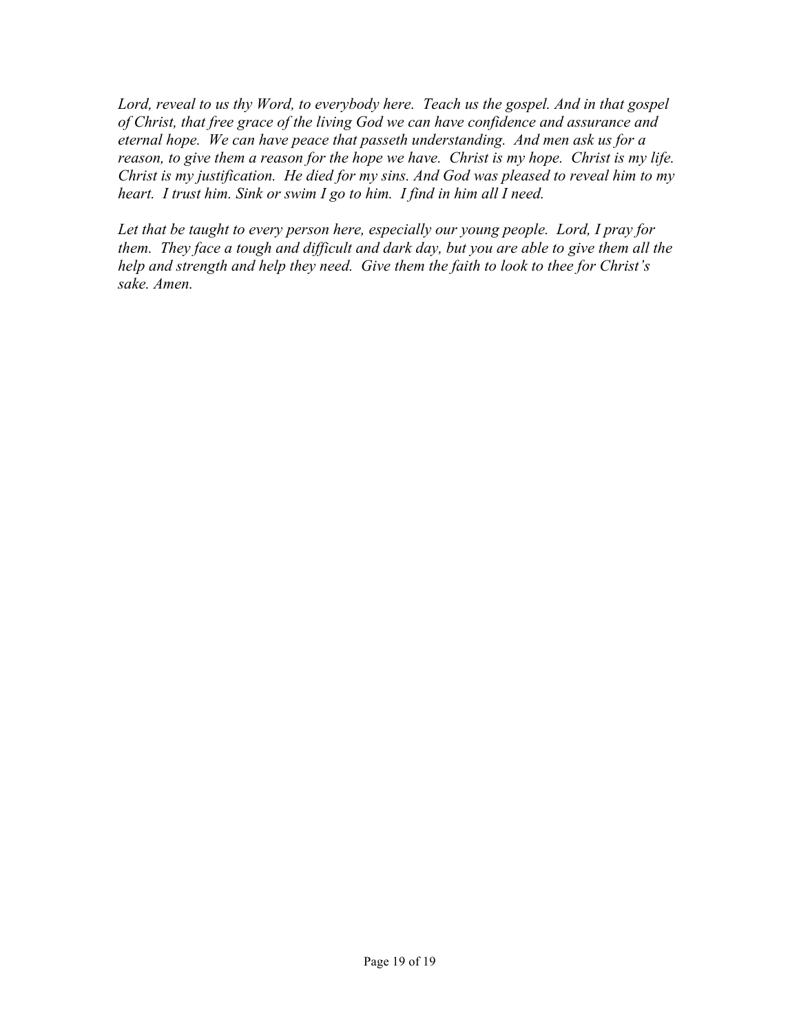*Lord, reveal to us thy Word, to everybody here. Teach us the gospel. And in that gospel of Christ, that free grace of the living God we can have confidence and assurance and eternal hope. We can have peace that passeth understanding. And men ask us for a reason, to give them a reason for the hope we have. Christ is my hope. Christ is my life. Christ is my justification. He died for my sins. And God was pleased to reveal him to my heart. I trust him. Sink or swim I go to him. I find in him all I need.*

*Let that be taught to every person here, especially our young people. Lord, I pray for them. They face a tough and difficult and dark day, but you are able to give them all the help and strength and help they need. Give them the faith to look to thee for Christ's sake. Amen.*